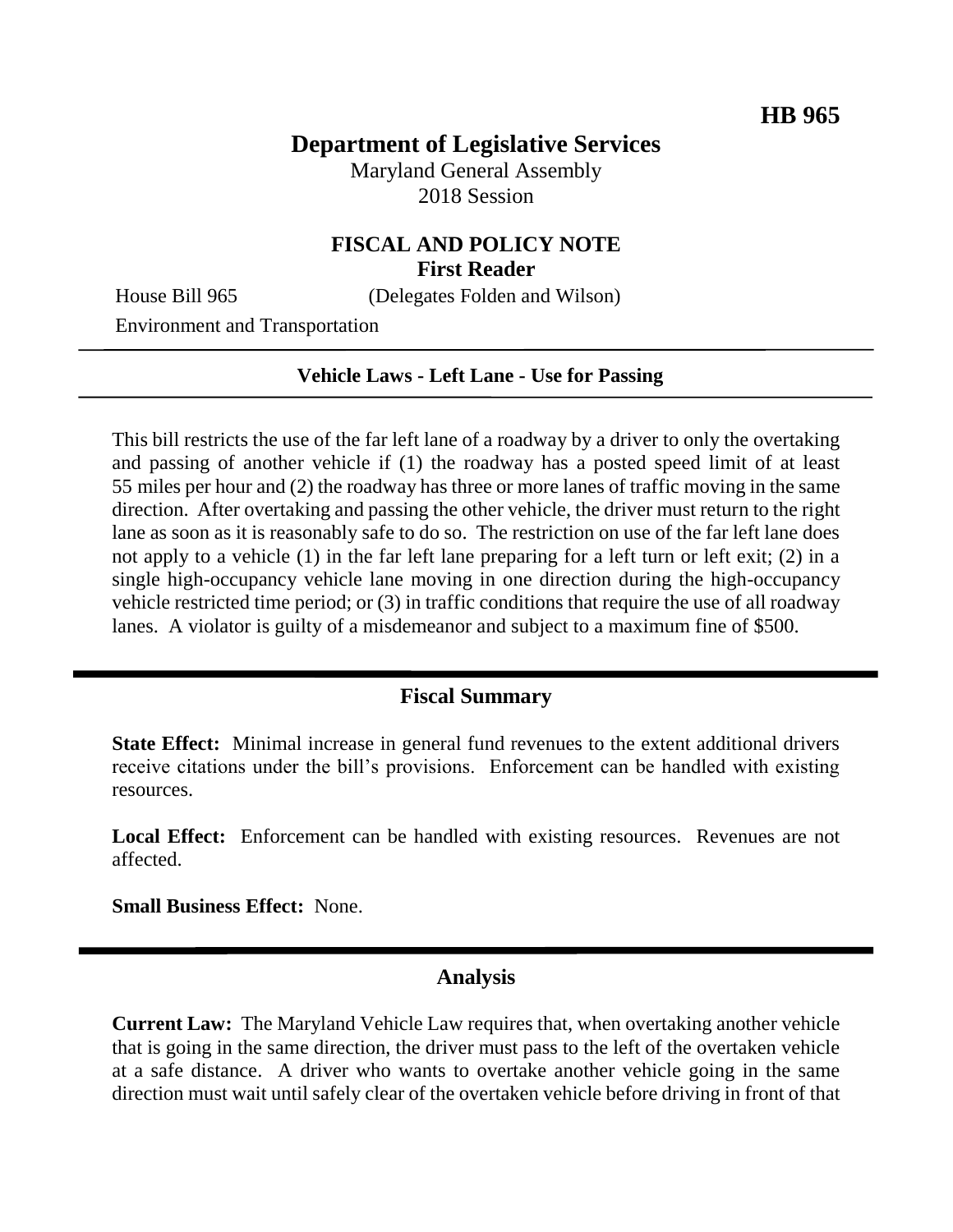**HB 965**

# Department of Legislative Services

Maryland General Assembly
2018 Session

## FISCAL AND POLICY NOTE
**First Reader**

House Bill 965 (Delegates Folden and Wilson)
Environment and Transportation

---

**Vehicle Laws - Left Lane - Use for Passing**

---

This bill restricts the use of the far left lane of a roadway by a driver to only the overtaking and passing of another vehicle if (1) the roadway has a posted speed limit of at least 55 miles per hour and (2) the roadway has three or more lanes of traffic moving in the same direction. After overtaking and passing the other vehicle, the driver must return to the right lane as soon as it is reasonably safe to do so. The restriction on use of the far left lane does not apply to a vehicle (1) in the far left lane preparing for a left turn or left exit; (2) in a single high-occupancy vehicle lane moving in one direction during the high-occupancy vehicle restricted time period; or (3) in traffic conditions that require the use of all roadway lanes. A violator is guilty of a misdemeanor and subject to a maximum fine of $500.

## Fiscal Summary

**State Effect:** Minimal increase in general fund revenues to the extent additional drivers receive citations under the bill's provisions. Enforcement can be handled with existing resources.

**Local Effect:** Enforcement can be handled with existing resources. Revenues are not affected.

**Small Business Effect:** None.

## Analysis

**Current Law:** The Maryland Vehicle Law requires that, when overtaking another vehicle that is going in the same direction, the driver must pass to the left of the overtaken vehicle at a safe distance. A driver who wants to overtake another vehicle going in the same direction must wait until safely clear of the overtaken vehicle before driving in front of that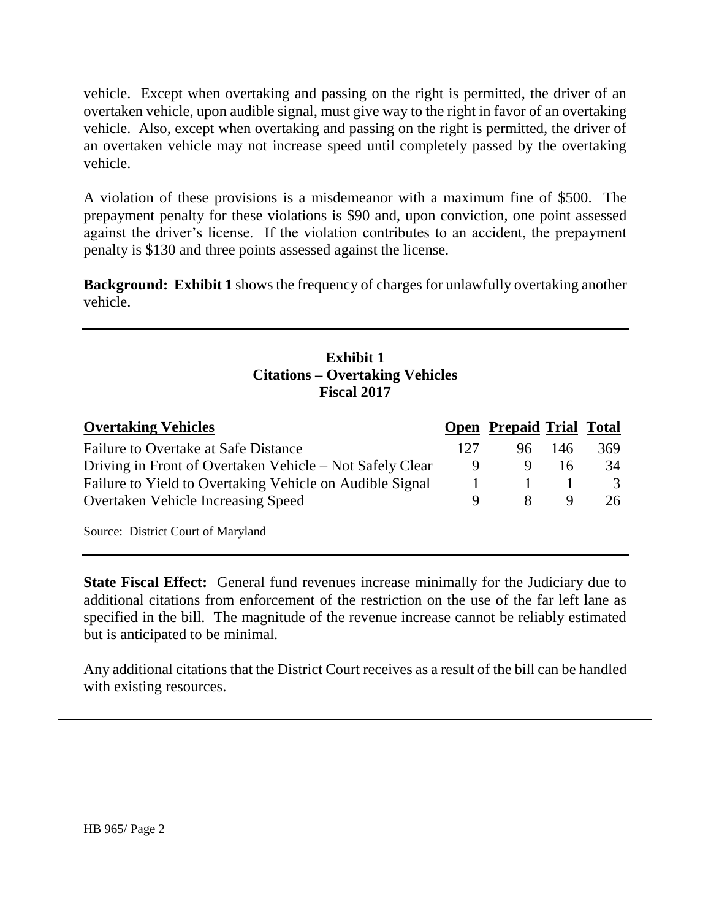vehicle. Except when overtaking and passing on the right is permitted, the driver of an overtaken vehicle, upon audible signal, must give way to the right in favor of an overtaking vehicle. Also, except when overtaking and passing on the right is permitted, the driver of an overtaken vehicle may not increase speed until completely passed by the overtaking vehicle.

A violation of these provisions is a misdemeanor with a maximum fine of $500. The prepayment penalty for these violations is $90 and, upon conviction, one point assessed against the driver's license. If the violation contributes to an accident, the prepayment penalty is $130 and three points assessed against the license.

**Background: Exhibit 1** shows the frequency of charges for unlawfully overtaking another vehicle.

**Exhibit 1**
**Citations – Overtaking Vehicles**
**Fiscal 2017**

| Overtaking Vehicles | Open | Prepaid | Trial | Total |
|---|---|---|---|---|
| Failure to Overtake at Safe Distance | 127 | 96 | 146 | 369 |
| Driving in Front of Overtaken Vehicle – Not Safely Clear | 9 | 9 | 16 | 34 |
| Failure to Yield to Overtaking Vehicle on Audible Signal | 1 | 1 | 1 | 3 |
| Overtaken Vehicle Increasing Speed | 9 | 8 | 9 | 26 |

Source: District Court of Maryland

**State Fiscal Effect:** General fund revenues increase minimally for the Judiciary due to additional citations from enforcement of the restriction on the use of the far left lane as specified in the bill. The magnitude of the revenue increase cannot be reliably estimated but is anticipated to be minimal.

Any additional citations that the District Court receives as a result of the bill can be handled with existing resources.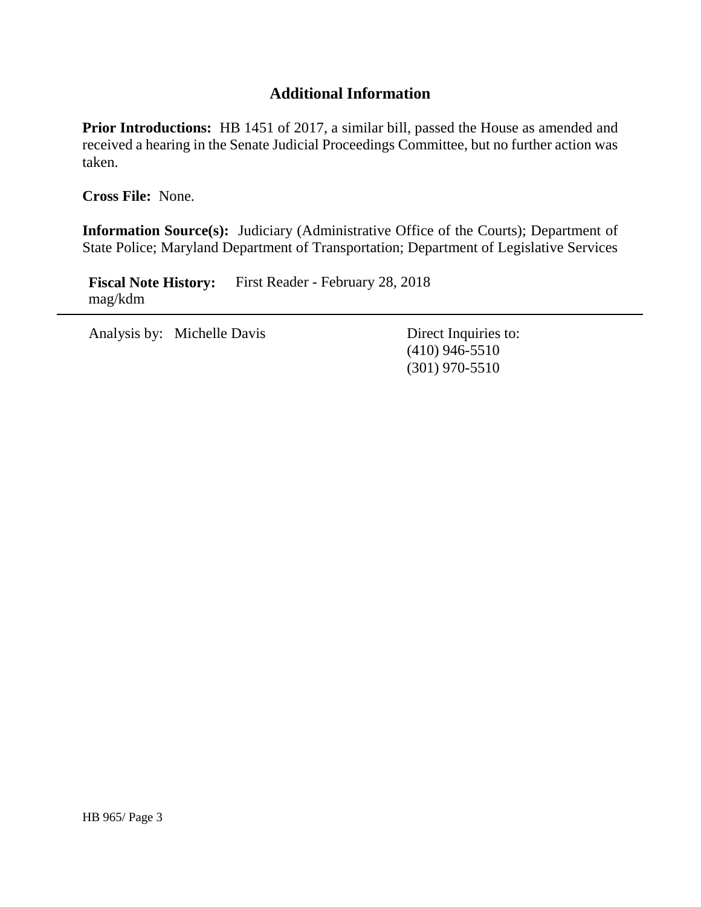## Additional Information

**Prior Introductions:** HB 1451 of 2017, a similar bill, passed the House as amended and received a hearing in the Senate Judicial Proceedings Committee, but no further action was taken.

**Cross File:** None.

**Information Source(s):** Judiciary (Administrative Office of the Courts); Department of State Police; Maryland Department of Transportation; Department of Legislative Services

**Fiscal Note History:** First Reader - February 28, 2018
mag/kdm

---

Analysis by: Michelle Davis

Direct Inquiries to:
(410) 946-5510
(301) 970-5510